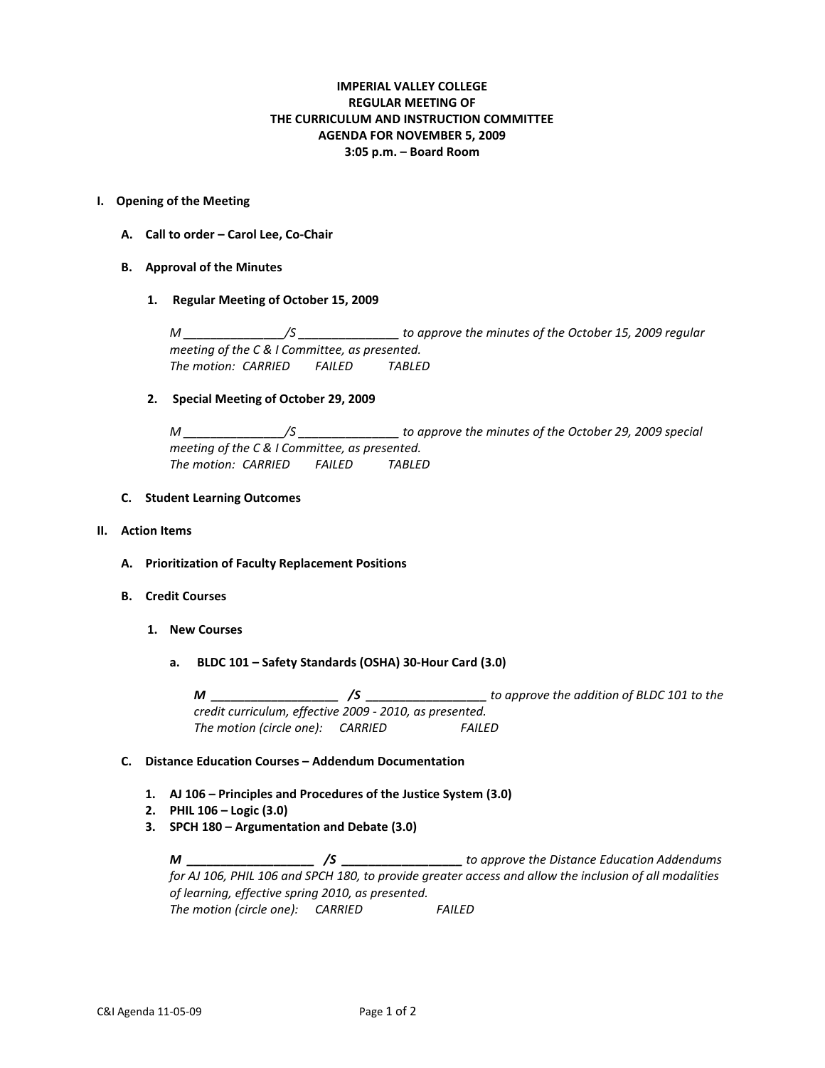**IMPERIAL VALLEY COLLEGE**
**REGULAR MEETING OF**
**THE CURRICULUM AND INSTRUCTION COMMITTEE**
**AGENDA FOR NOVEMBER 5, 2009**
**3:05 p.m. – Board Room**

## I. Opening of the Meeting

### A. Call to order – Carol Lee, Co-Chair

### B. Approval of the Minutes

#### 1. Regular Meeting of October 15, 2009

*M _______________/S _______________ to approve the minutes of the October 15, 2009 regular meeting of the C & I Committee, as presented.*
*The motion: CARRIED FAILED TABLED*

#### 2. Special Meeting of October 29, 2009

*M _______________/S _______________ to approve the minutes of the October 29, 2009 special meeting of the C & I Committee, as presented.*
*The motion: CARRIED FAILED TABLED*

### C. Student Learning Outcomes

## II. Action Items

### A. Prioritization of Faculty Replacement Positions

### B. Credit Courses

#### 1. New Courses

**a. BLDC 101 – Safety Standards (OSHA) 30-Hour Card (3.0)**

***M* ___________________ */S* __________________** *to approve the addition of BLDC 101 to the credit curriculum, effective 2009 - 2010, as presented.*
*The motion (circle one): CARRIED FAILED*

### C. Distance Education Courses – Addendum Documentation

1. **AJ 106 – Principles and Procedures of the Justice System (3.0)**
2. **PHIL 106 – Logic (3.0)**
3. **SPCH 180 – Argumentation and Debate (3.0)**

***M* ___________________ */S* __________________** *to approve the Distance Education Addendums for AJ 106, PHIL 106 and SPCH 180, to provide greater access and allow the inclusion of all modalities of learning, effective spring 2010, as presented.*
*The motion (circle one): CARRIED FAILED*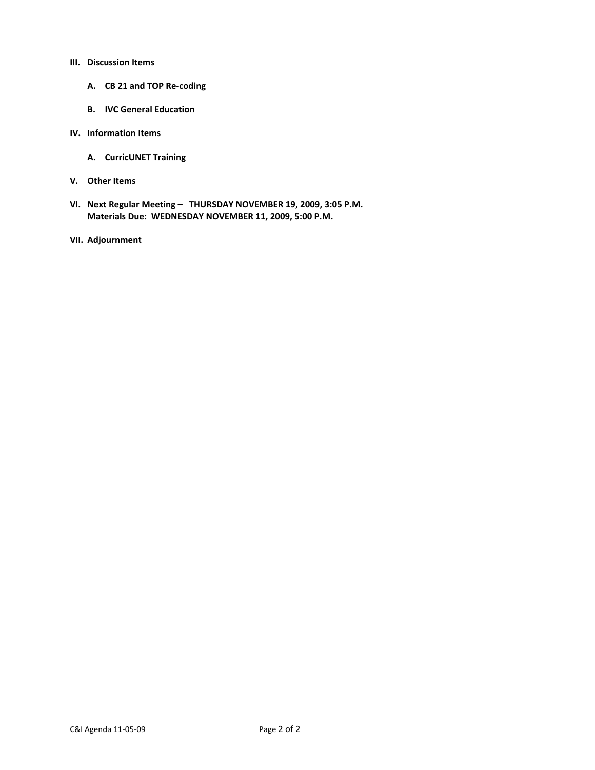**III. Discussion Items**

**A. CB 21 and TOP Re-coding**

**B. IVC General Education**

**IV. Information Items**

**A. CurricUNET Training**

**V. Other Items**

**VI. Next Regular Meeting – THURSDAY NOVEMBER 19, 2009, 3:05 P.M.**
**Materials Due: WEDNESDAY NOVEMBER 11, 2009, 5:00 P.M.**

**VII. Adjournment**